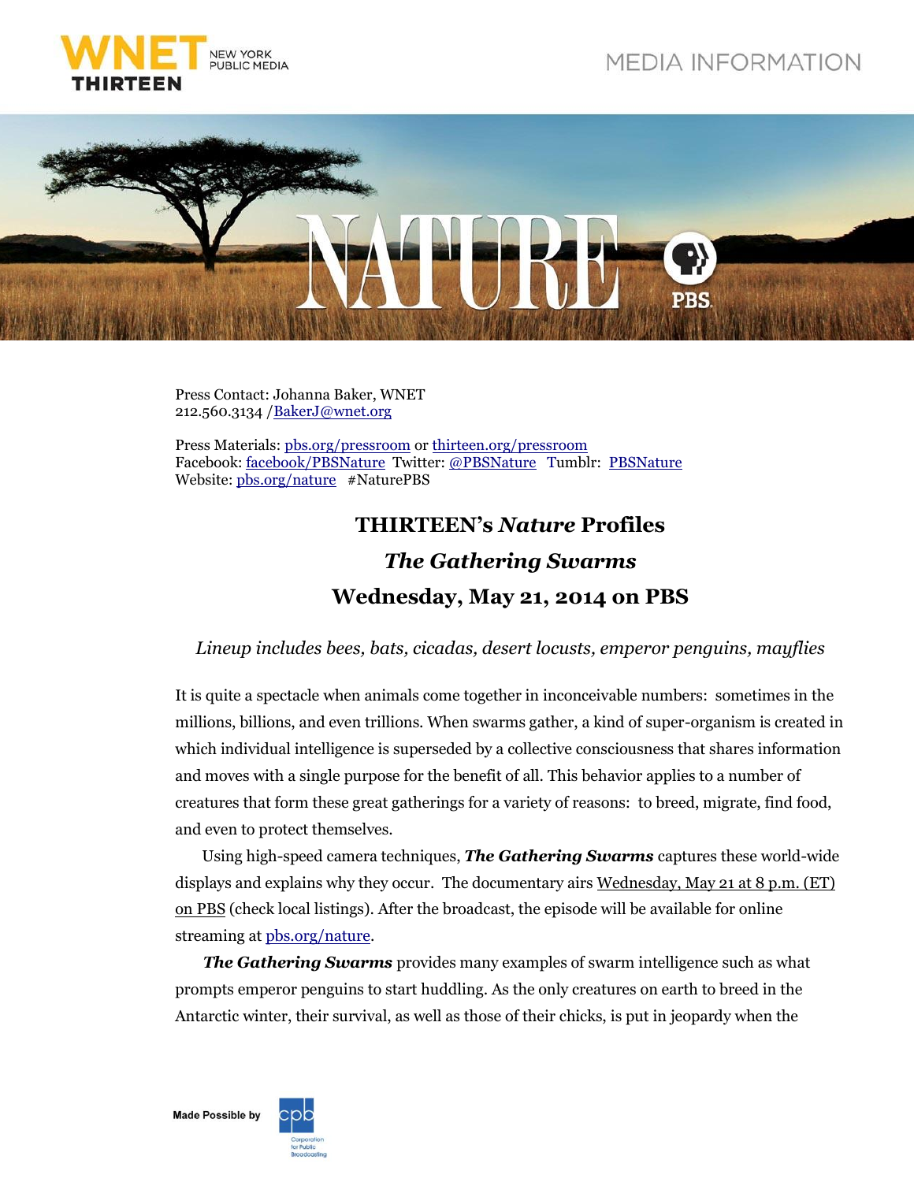WNET NEW YORK PUBLIC MEDIA THIRTEEN

MEDIA INFORMATION

NATURE PBS

Press Contact: Johanna Baker, WNET
212.560.3134 /BakerJ@wnet.org

Press Materials: pbs.org/pressroom or thirteen.org/pressroom
Facebook: facebook/PBSNature Twitter: @PBSNature Tumblr: PBSNature
Website: pbs.org/nature #NaturePBS

# THIRTEEN's *Nature* Profiles
# *The Gathering Swarms*
# Wednesday, May 21, 2014 on PBS

*Lineup includes bees, bats, cicadas, desert locusts, emperor penguins, mayflies*

It is quite a spectacle when animals come together in inconceivable numbers: sometimes in the millions, billions, and even trillions. When swarms gather, a kind of super-organism is created in which individual intelligence is superseded by a collective consciousness that shares information and moves with a single purpose for the benefit of all. This behavior applies to a number of creatures that form these great gatherings for a variety of reasons: to breed, migrate, find food, and even to protect themselves.

Using high-speed camera techniques, ***The Gathering Swarms*** captures these world-wide displays and explains why they occur. The documentary airs Wednesday, May 21 at 8 p.m. (ET) on PBS (check local listings). After the broadcast, the episode will be available for online streaming at pbs.org/nature.

***The Gathering Swarms*** provides many examples of swarm intelligence such as what prompts emperor penguins to start huddling. As the only creatures on earth to breed in the Antarctic winter, their survival, as well as those of their chicks, is put in jeopardy when the

Made Possible by cpb Corporation for Public Broadcasting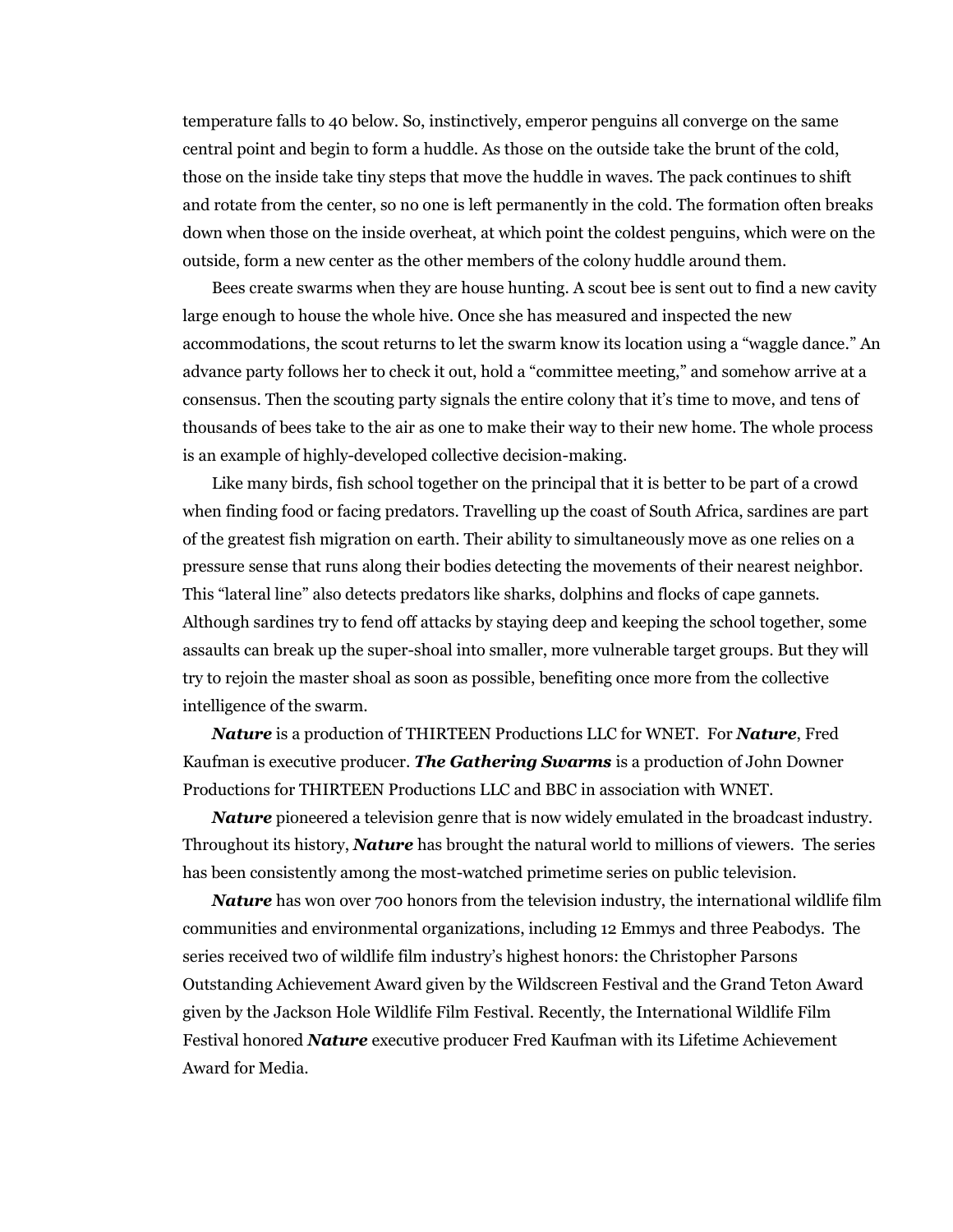temperature falls to 40 below. So, instinctively, emperor penguins all converge on the same central point and begin to form a huddle. As those on the outside take the brunt of the cold, those on the inside take tiny steps that move the huddle in waves. The pack continues to shift and rotate from the center, so no one is left permanently in the cold. The formation often breaks down when those on the inside overheat, at which point the coldest penguins, which were on the outside, form a new center as the other members of the colony huddle around them.

Bees create swarms when they are house hunting. A scout bee is sent out to find a new cavity large enough to house the whole hive. Once she has measured and inspected the new accommodations, the scout returns to let the swarm know its location using a "waggle dance." An advance party follows her to check it out, hold a "committee meeting," and somehow arrive at a consensus. Then the scouting party signals the entire colony that it's time to move, and tens of thousands of bees take to the air as one to make their way to their new home. The whole process is an example of highly-developed collective decision-making.

Like many birds, fish school together on the principal that it is better to be part of a crowd when finding food or facing predators. Travelling up the coast of South Africa, sardines are part of the greatest fish migration on earth. Their ability to simultaneously move as one relies on a pressure sense that runs along their bodies detecting the movements of their nearest neighbor. This "lateral line" also detects predators like sharks, dolphins and flocks of cape gannets. Although sardines try to fend off attacks by staying deep and keeping the school together, some assaults can break up the super-shoal into smaller, more vulnerable target groups. But they will try to rejoin the master shoal as soon as possible, benefiting once more from the collective intelligence of the swarm.

***Nature*** is a production of THIRTEEN Productions LLC for WNET. For ***Nature***, Fred Kaufman is executive producer. ***The Gathering Swarms*** is a production of John Downer Productions for THIRTEEN Productions LLC and BBC in association with WNET.

***Nature*** pioneered a television genre that is now widely emulated in the broadcast industry. Throughout its history, ***Nature*** has brought the natural world to millions of viewers. The series has been consistently among the most-watched primetime series on public television.

***Nature*** has won over 700 honors from the television industry, the international wildlife film communities and environmental organizations, including 12 Emmys and three Peabodys. The series received two of wildlife film industry's highest honors: the Christopher Parsons Outstanding Achievement Award given by the Wildscreen Festival and the Grand Teton Award given by the Jackson Hole Wildlife Film Festival. Recently, the International Wildlife Film Festival honored ***Nature*** executive producer Fred Kaufman with its Lifetime Achievement Award for Media.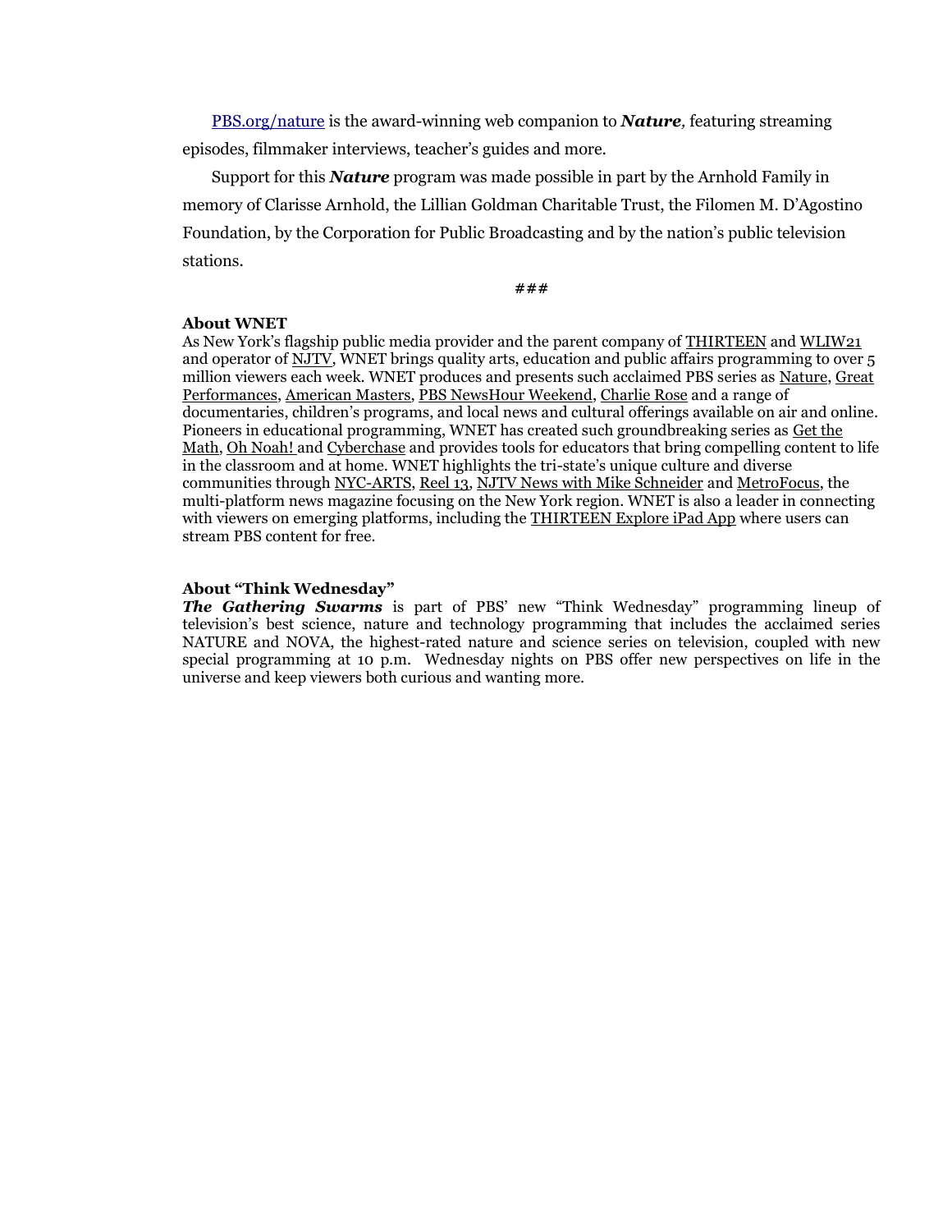PBS.org/nature is the award-winning web companion to ***Nature**,* featuring streaming episodes, filmmaker interviews, teacher's guides and more.

Support for this ***Nature*** program was made possible in part by the Arnhold Family in memory of Clarisse Arnhold, the Lillian Goldman Charitable Trust, the Filomen M. D'Agostino Foundation, by the Corporation for Public Broadcasting and by the nation's public television stations.

###

**About WNET**

As New York's flagship public media provider and the parent company of THIRTEEN and WLIW21 and operator of NJTV, WNET brings quality arts, education and public affairs programming to over 5 million viewers each week. WNET produces and presents such acclaimed PBS series as Nature, Great Performances, American Masters, PBS NewsHour Weekend, Charlie Rose and a range of documentaries, children's programs, and local news and cultural offerings available on air and online. Pioneers in educational programming, WNET has created such groundbreaking series as Get the Math, Oh Noah! and Cyberchase and provides tools for educators that bring compelling content to life in the classroom and at home. WNET highlights the tri-state's unique culture and diverse communities through NYC-ARTS, Reel 13, NJTV News with Mike Schneider and MetroFocus, the multi-platform news magazine focusing on the New York region. WNET is also a leader in connecting with viewers on emerging platforms, including the THIRTEEN Explore iPad App where users can stream PBS content for free.

**About "Think Wednesday"**

***The Gathering Swarms*** is part of PBS' new "Think Wednesday" programming lineup of television's best science, nature and technology programming that includes the acclaimed series NATURE and NOVA, the highest-rated nature and science series on television, coupled with new special programming at 10 p.m. Wednesday nights on PBS offer new perspectives on life in the universe and keep viewers both curious and wanting more.